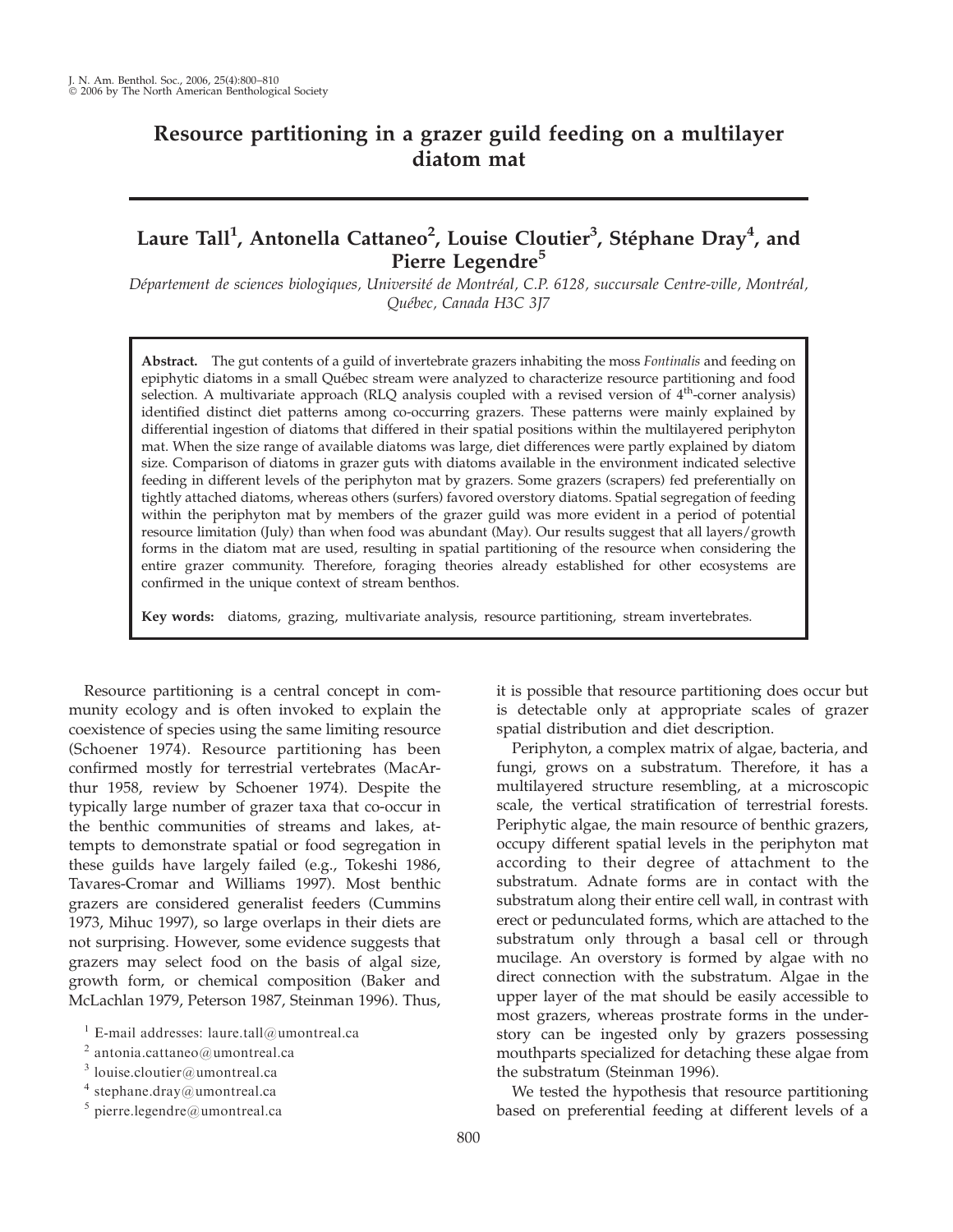# Resource partitioning in a grazer guild feeding on a multilayer diatom mat

**Laure Tall[1], Antonella Cattaneo[2], Louise Cloutier[3], Stéphane Dray[4], and Pierre Legendre[5]**

*Département de sciences biologiques, Université de Montréal, C.P. 6128, succursale Centre-ville, Montréal, Québec, Canada H3C 3J7*

**Abstract.** The gut contents of a guild of invertebrate grazers inhabiting the moss *Fontinalis* and feeding on epiphytic diatoms in a small Québec stream were analyzed to characterize resource partitioning and food selection. A multivariate approach (RLQ analysis coupled with a revised version of 4$^{th}$-corner analysis) identified distinct diet patterns among co-occurring grazers. These patterns were mainly explained by differential ingestion of diatoms that differed in their spatial positions within the multilayered periphyton mat. When the size range of available diatoms was large, diet differences were partly explained by diatom size. Comparison of diatoms in grazer guts with diatoms available in the environment indicated selective feeding in different levels of the periphyton mat by grazers. Some grazers (scrapers) fed preferentially on tightly attached diatoms, whereas others (surfers) favored overstory diatoms. Spatial segregation of feeding within the periphyton mat by members of the grazer guild was more evident in a period of potential resource limitation (July) than when food was abundant (May). Our results suggest that all layers/growth forms in the diatom mat are used, resulting in spatial partitioning of the resource when considering the entire grazer community. Therefore, foraging theories already established for other ecosystems are confirmed in the unique context of stream benthos.

**Key words:** diatoms, grazing, multivariate analysis, resource partitioning, stream invertebrates.

Resource partitioning is a central concept in community ecology and is often invoked to explain the coexistence of species using the same limiting resource (Schoener 1974). Resource partitioning has been confirmed mostly for terrestrial vertebrates (MacArthur 1958, review by Schoener 1974). Despite the typically large number of grazer taxa that co-occur in the benthic communities of streams and lakes, attempts to demonstrate spatial or food segregation in these guilds have largely failed (e.g., Tokeshi 1986, Tavares-Cromar and Williams 1997). Most benthic grazers are considered generalist feeders (Cummins 1973, Mihuc 1997), so large overlaps in their diets are not surprising. However, some evidence suggests that grazers may select food on the basis of algal size, growth form, or chemical composition (Baker and McLachlan 1979, Peterson 1987, Steinman 1996). Thus, it is possible that resource partitioning does occur but is detectable only at appropriate scales of grazer spatial distribution and diet description.

Periphyton, a complex matrix of algae, bacteria, and fungi, grows on a substratum. Therefore, it has a multilayered structure resembling, at a microscopic scale, the vertical stratification of terrestrial forests. Periphytic algae, the main resource of benthic grazers, occupy different spatial levels in the periphyton mat according to their degree of attachment to the substratum. Adnate forms are in contact with the substratum along their entire cell wall, in contrast with erect or pedunculated forms, which are attached to the substratum only through a basal cell or through mucilage. An overstory is formed by algae with no direct connection with the substratum. Algae in the upper layer of the mat should be easily accessible to most grazers, whereas prostrate forms in the understory can be ingested only by grazers possessing mouthparts specialized for detaching these algae from the substratum (Steinman 1996).

We tested the hypothesis that resource partitioning based on preferential feeding at different levels of a

[1] E-mail addresses: laure.tall@umontreal.ca

[2] antonia.cattaneo@umontreal.ca

[3] louise.cloutier@umontreal.ca

[4] stephane.dray@umontreal.ca

[5] pierre.legendre@umontreal.ca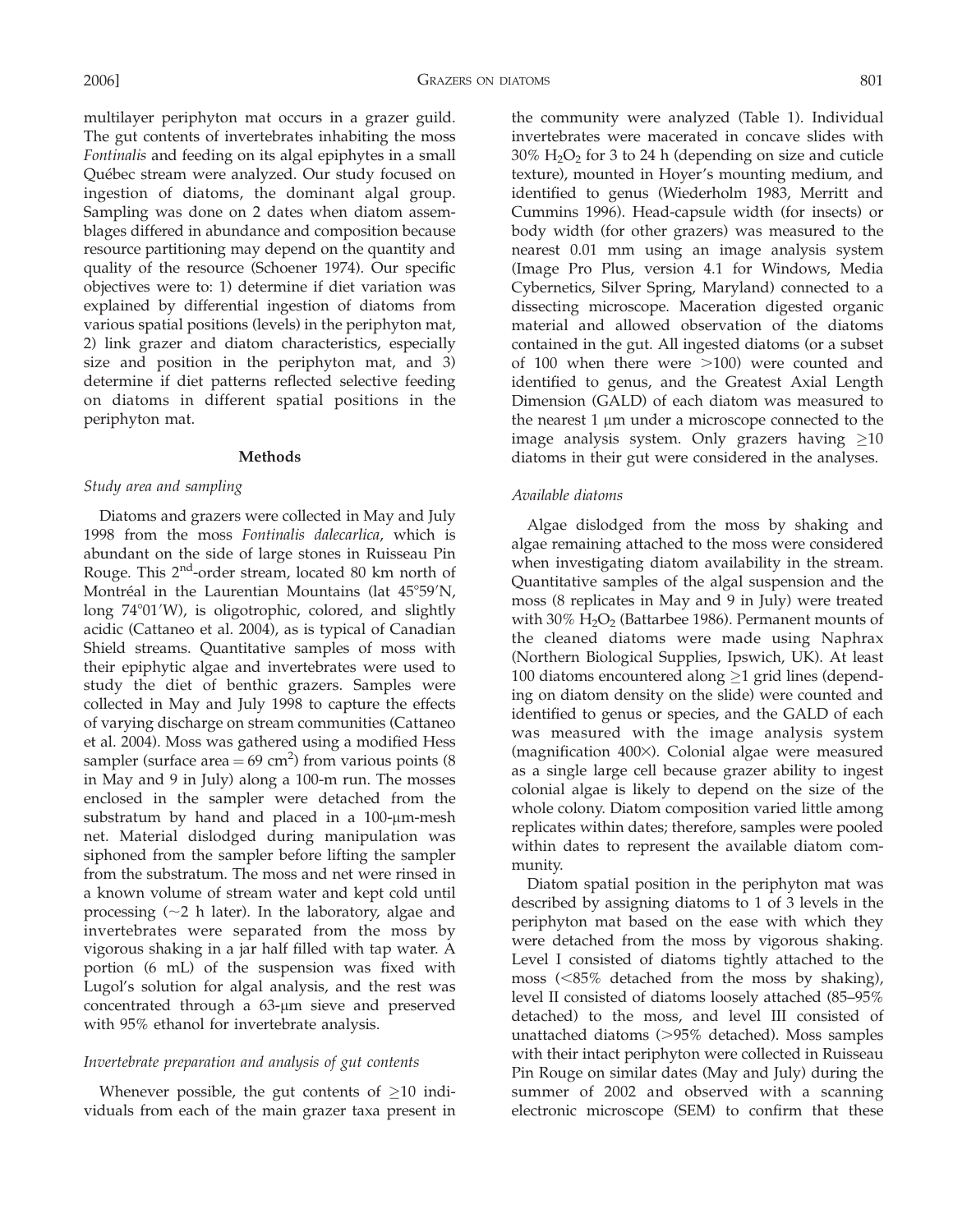multilayer periphyton mat occurs in a grazer guild. The gut contents of invertebrates inhabiting the moss *Fontinalis* and feeding on its algal epiphytes in a small Québec stream were analyzed. Our study focused on ingestion of diatoms, the dominant algal group. Sampling was done on 2 dates when diatom assemblages differed in abundance and composition because resource partitioning may depend on the quantity and quality of the resource (Schoener 1974). Our specific objectives were to: 1) determine if diet variation was explained by differential ingestion of diatoms from various spatial positions (levels) in the periphyton mat, 2) link grazer and diatom characteristics, especially size and position in the periphyton mat, and 3) determine if diet patterns reflected selective feeding on diatoms in different spatial positions in the periphyton mat.

## Methods

### *Study area and sampling*

Diatoms and grazers were collected in May and July 1998 from the moss *Fontinalis dalecarlica*, which is abundant on the side of large stones in Ruisseau Pin Rouge. This 2nd-order stream, located 80 km north of Montréal in the Laurentian Mountains (lat 45°59′N, long 74°01′W), is oligotrophic, colored, and slightly acidic (Cattaneo et al. 2004), as is typical of Canadian Shield streams. Quantitative samples of moss with their epiphytic algae and invertebrates were used to study the diet of benthic grazers. Samples were collected in May and July 1998 to capture the effects of varying discharge on stream communities (Cattaneo et al. 2004). Moss was gathered using a modified Hess sampler (surface area = 69 $cm^2$) from various points (8 in May and 9 in July) along a 100-m run. The mosses enclosed in the sampler were detached from the substratum by hand and placed in a 100-μm-mesh net. Material dislodged during manipulation was siphoned from the sampler before lifting the sampler from the substratum. The moss and net were rinsed in a known volume of stream water and kept cold until processing (~2 h later). In the laboratory, algae and invertebrates were separated from the moss by vigorous shaking in a jar half filled with tap water. A portion (6 mL) of the suspension was fixed with Lugol's solution for algal analysis, and the rest was concentrated through a 63-μm sieve and preserved with 95% ethanol for invertebrate analysis.

### *Invertebrate preparation and analysis of gut contents*

Whenever possible, the gut contents of ≥10 individuals from each of the main grazer taxa present in the community were analyzed (Table 1). Individual invertebrates were macerated in concave slides with 30% $H_2O_2$ for 3 to 24 h (depending on size and cuticle texture), mounted in Hoyer's mounting medium, and identified to genus (Wiederholm 1983, Merritt and Cummins 1996). Head-capsule width (for insects) or body width (for other grazers) was measured to the nearest 0.01 mm using an image analysis system (Image Pro Plus, version 4.1 for Windows, Media Cybernetics, Silver Spring, Maryland) connected to a dissecting microscope. Maceration digested organic material and allowed observation of the diatoms contained in the gut. All ingested diatoms (or a subset of 100 when there were >100) were counted and identified to genus, and the Greatest Axial Length Dimension (GALD) of each diatom was measured to the nearest 1 μm under a microscope connected to the image analysis system. Only grazers having ≥10 diatoms in their gut were considered in the analyses.

### *Available diatoms*

Algae dislodged from the moss by shaking and algae remaining attached to the moss were considered when investigating diatom availability in the stream. Quantitative samples of the algal suspension and the moss (8 replicates in May and 9 in July) were treated with 30% $H_2O_2$ (Battarbee 1986). Permanent mounts of the cleaned diatoms were made using Naphrax (Northern Biological Supplies, Ipswich, UK). At least 100 diatoms encountered along ≥1 grid lines (depending on diatom density on the slide) were counted and identified to genus or species, and the GALD of each was measured with the image analysis system (magnification 400×). Colonial algae were measured as a single large cell because grazer ability to ingest colonial algae is likely to depend on the size of the whole colony. Diatom composition varied little among replicates within dates; therefore, samples were pooled within dates to represent the available diatom community.

Diatom spatial position in the periphyton mat was described by assigning diatoms to 1 of 3 levels in the periphyton mat based on the ease with which they were detached from the moss by vigorous shaking. Level I consisted of diatoms tightly attached to the moss (<85% detached from the moss by shaking), level II consisted of diatoms loosely attached (85–95% detached) to the moss, and level III consisted of unattached diatoms (>95% detached). Moss samples with their intact periphyton were collected in Ruisseau Pin Rouge on similar dates (May and July) during the summer of 2002 and observed with a scanning electronic microscope (SEM) to confirm that these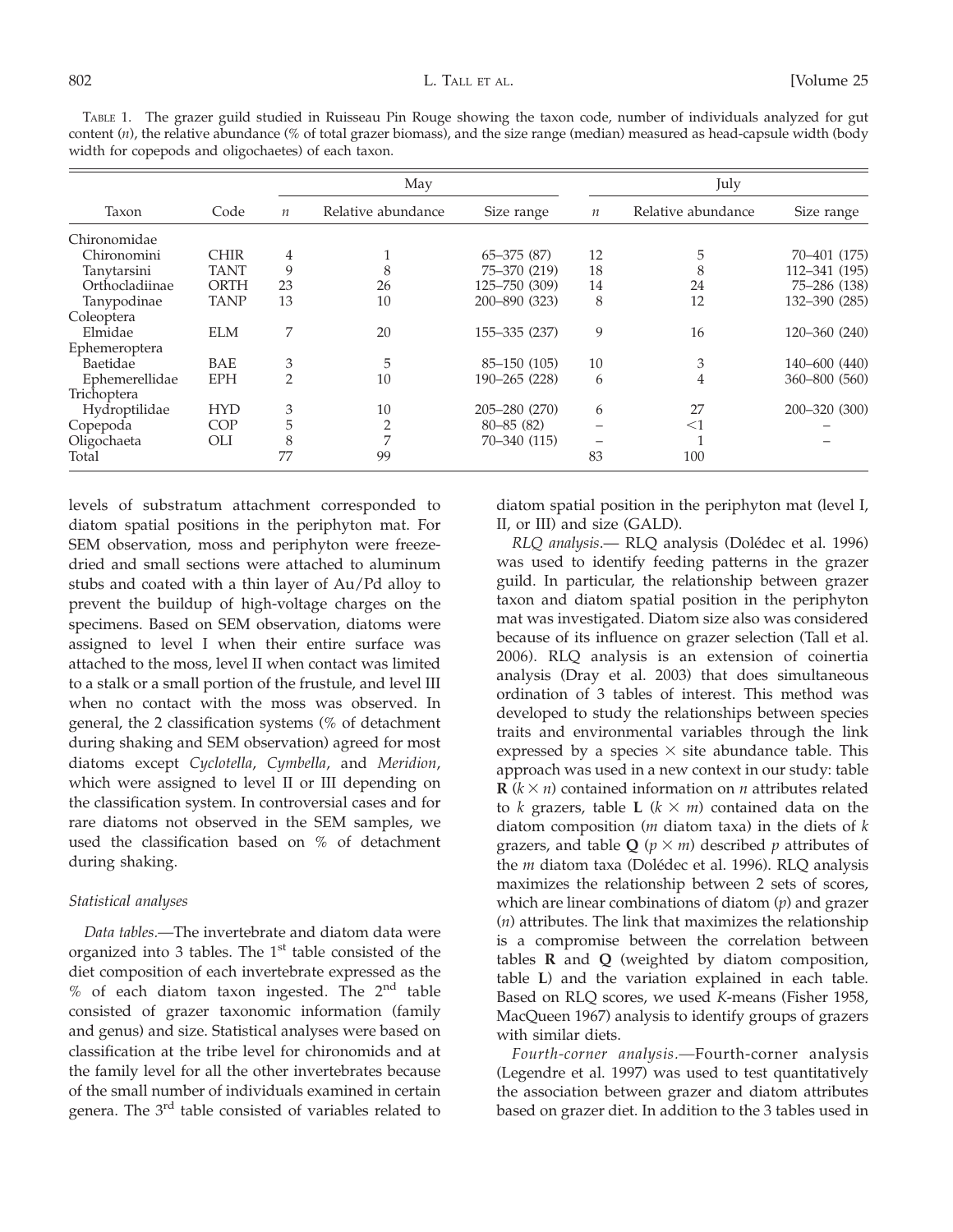TABLE 1. The grazer guild studied in Ruisseau Pin Rouge showing the taxon code, number of individuals analyzed for gut content ($n$), the relative abundance (% of total grazer biomass), and the size range (median) measured as head-capsule width (body width for copepods and oligochaetes) of each taxon.

| Taxon | Code | May | | | July | | |
|---|---|---|---|---|---|---|---|
| | | $n$ | Relative abundance | Size range | $n$ | Relative abundance | Size range |
| Chironomidae | | | | | | | |
| Chironomini | CHIR | 4 | 1 | 65–375 (87) | 12 | 5 | 70–401 (175) |
| Tanytarsini | TANT | 9 | 8 | 75–370 (219) | 18 | 8 | 112–341 (195) |
| Orthocladiinae | ORTH | 23 | 26 | 125–750 (309) | 14 | 24 | 75–286 (138) |
| Tanypodinae | TANP | 13 | 10 | 200–890 (323) | 8 | 12 | 132–390 (285) |
| Coleoptera | | | | | | | |
| Elmidae | ELM | 7 | 20 | 155–335 (237) | 9 | 16 | 120–360 (240) |
| Ephemeroptera | | | | | | | |
| Baetidae | BAE | 3 | 5 | 85–150 (105) | 10 | 3 | 140–600 (440) |
| Ephemerellidae | EPH | 2 | 10 | 190–265 (228) | 6 | 4 | 360–800 (560) |
| Trichoptera | | | | | | | |
| Hydroptilidae | HYD | 3 | 10 | 205–280 (270) | 6 | 27 | 200–320 (300) |
| Copepoda | COP | 5 | 2 | 80–85 (82) | – | <1 | – |
| Oligochaeta | OLI | 8 | 7 | 70–340 (115) | – | 1 | – |
| Total | | 77 | 99 | | 83 | 100 | |

levels of substratum attachment corresponded to diatom spatial positions in the periphyton mat. For SEM observation, moss and periphyton were freeze-dried and small sections were attached to aluminum stubs and coated with a thin layer of Au/Pd alloy to prevent the buildup of high-voltage charges on the specimens. Based on SEM observation, diatoms were assigned to level I when their entire surface was attached to the moss, level II when contact was limited to a stalk or a small portion of the frustule, and level III when no contact with the moss was observed. In general, the 2 classification systems (% of detachment during shaking and SEM observation) agreed for most diatoms except *Cyclotella*, *Cymbella*, and *Meridion*, which were assigned to level II or III depending on the classification system. In controversial cases and for rare diatoms not observed in the SEM samples, we used the classification based on % of detachment during shaking.

### Statistical analyses

*Data tables.*—The invertebrate and diatom data were organized into 3 tables. The 1st table consisted of the diet composition of each invertebrate expressed as the % of each diatom taxon ingested. The 2nd table consisted of grazer taxonomic information (family and genus) and size. Statistical analyses were based on classification at the tribe level for chironomids and at the family level for all the other invertebrates because of the small number of individuals examined in certain genera. The 3rd table consisted of variables related to diatom spatial position in the periphyton mat (level I, II, or III) and size (GALD).

*RLQ analysis.*— RLQ analysis (Dolédec et al. 1996) was used to identify feeding patterns in the grazer guild. In particular, the relationship between grazer taxon and diatom spatial position in the periphyton mat was investigated. Diatom size also was considered because of its influence on grazer selection (Tall et al. 2006). RLQ analysis is an extension of coinertia analysis (Dray et al. 2003) that does simultaneous ordination of 3 tables of interest. This method was developed to study the relationships between species traits and environmental variables through the link expressed by a species × site abundance table. This approach was used in a new context in our study: table **R** ($k \times n$) contained information on $n$ attributes related to $k$ grazers, table **L** ($k \times m$) contained data on the diatom composition ($m$ diatom taxa) in the diets of $k$ grazers, and table **Q** ($p \times m$) described $p$ attributes of the $m$ diatom taxa (Dolédec et al. 1996). RLQ analysis maximizes the relationship between 2 sets of scores, which are linear combinations of diatom ($p$) and grazer ($n$) attributes. The link that maximizes the relationship is a compromise between the correlation between tables **R** and **Q** (weighted by diatom composition, table **L**) and the variation explained in each table. Based on RLQ scores, we used $K$-means (Fisher 1958, MacQueen 1967) analysis to identify groups of grazers with similar diets.

*Fourth-corner analysis.*—Fourth-corner analysis (Legendre et al. 1997) was used to test quantitatively the association between grazer and diatom attributes based on grazer diet. In addition to the 3 tables used in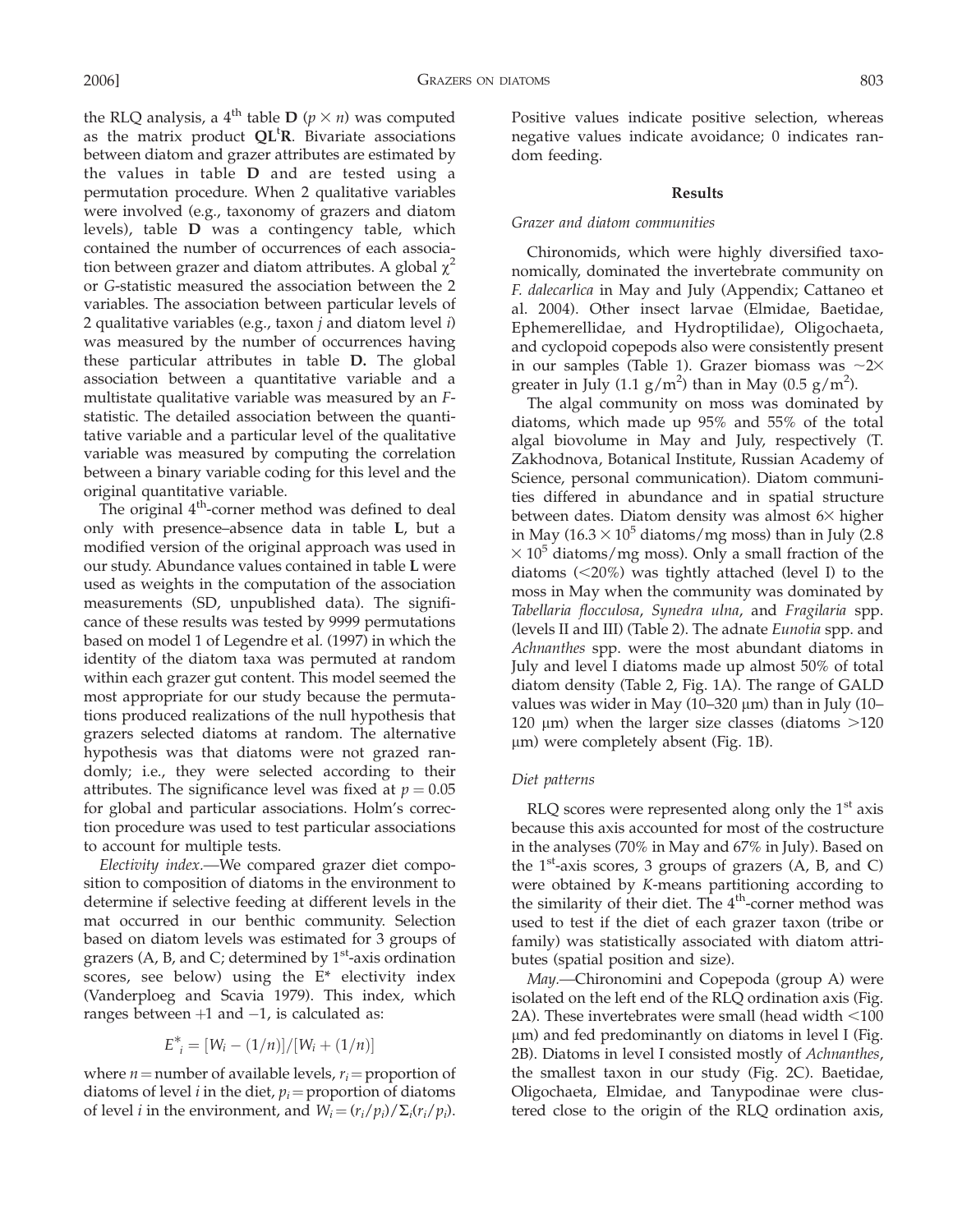the RLQ analysis, a 4[th] table **D** ($p \times n$) was computed as the matrix product $\mathbf{QL}^t\mathbf{R}$. Bivariate associations between diatom and grazer attributes are estimated by the values in table **D** and are tested using a permutation procedure. When 2 qualitative variables were involved (e.g., taxonomy of grazers and diatom levels), table **D** was a contingency table, which contained the number of occurrences of each association between grazer and diatom attributes. A global $\chi^2$ or *G*-statistic measured the association between the 2 variables. The association between particular levels of 2 qualitative variables (e.g., taxon *j* and diatom level *i*) was measured by the number of occurrences having these particular attributes in table **D.** The global association between a quantitative variable and a multistate qualitative variable was measured by an *F*-statistic. The detailed association between the quantitative variable and a particular level of the qualitative variable was measured by computing the correlation between a binary variable coding for this level and the original quantitative variable.

The original 4[th]-corner method was defined to deal only with presence–absence data in table **L**, but a modified version of the original approach was used in our study. Abundance values contained in table **L** were used as weights in the computation of the association measurements (SD, unpublished data). The significance of these results was tested by 9999 permutations based on model 1 of Legendre et al. (1997) in which the identity of the diatom taxa was permuted at random within each grazer gut content. This model seemed the most appropriate for our study because the permutations produced realizations of the null hypothesis that grazers selected diatoms at random. The alternative hypothesis was that diatoms were not grazed randomly; i.e., they were selected according to their attributes. The significance level was fixed at $p = 0.05$ for global and particular associations. Holm's correction procedure was used to test particular associations to account for multiple tests.

*Electivity index.*—We compared grazer diet composition to composition of diatoms in the environment to determine if selective feeding at different levels in the mat occurred in our benthic community. Selection based on diatom levels was estimated for 3 groups of grazers (A, B, and C; determined by 1[st]-axis ordination scores, see below) using the E* electivity index (Vanderploeg and Scavia 1979). This index, which ranges between +1 and −1, is calculated as:

$$E^*_i = [W_i - (1/n)]/[W_i + (1/n)]$$

where $n$ = number of available levels, $r_i$ = proportion of diatoms of level $i$ in the diet, $p_i$ = proportion of diatoms of level $i$ in the environment, and $W_i = (r_i/p_i)/\Sigma_i(r_i/p_i)$. Positive values indicate positive selection, whereas negative values indicate avoidance; 0 indicates random feeding.

## Results

### Grazer and diatom communities

Chironomids, which were highly diversified taxonomically, dominated the invertebrate community on *F. dalecarlica* in May and July (Appendix; Cattaneo et al. 2004). Other insect larvae (Elmidae, Baetidae, Ephemerellidae, and Hydroptilidae), Oligochaeta, and cyclopoid copepods also were consistently present in our samples (Table 1). Grazer biomass was ~2× greater in July (1.1 g/m$^2$) than in May (0.5 g/m$^2$).

The algal community on moss was dominated by diatoms, which made up 95% and 55% of the total algal biovolume in May and July, respectively (T. Zakhodnova, Botanical Institute, Russian Academy of Science, personal communication). Diatom communities differed in abundance and in spatial structure between dates. Diatom density was almost 6× higher in May ($16.3 \times 10^5$ diatoms/mg moss) than in July ($2.8 \times 10^5$ diatoms/mg moss). Only a small fraction of the diatoms (<20%) was tightly attached (level I) to the moss in May when the community was dominated by *Tabellaria flocculosa*, *Synedra ulna*, and *Fragilaria* spp. (levels II and III) (Table 2). The adnate *Eunotia* spp. and *Achnanthes* spp. were the most abundant diatoms in July and level I diatoms made up almost 50% of total diatom density (Table 2, Fig. 1A). The range of GALD values was wider in May (10–320 μm) than in July (10–120 μm) when the larger size classes (diatoms >120 μm) were completely absent (Fig. 1B).

### Diet patterns

RLQ scores were represented along only the 1[st] axis because this axis accounted for most of the costructure in the analyses (70% in May and 67% in July). Based on the 1[st]-axis scores, 3 groups of grazers (A, B, and C) were obtained by *K*-means partitioning according to the similarity of their diet. The 4[th]-corner method was used to test if the diet of each grazer taxon (tribe or family) was statistically associated with diatom attributes (spatial position and size).

*May.*—Chironomini and Copepoda (group A) were isolated on the left end of the RLQ ordination axis (Fig. 2A). These invertebrates were small (head width <100 μm) and fed predominantly on diatoms in level I (Fig. 2B). Diatoms in level I consisted mostly of *Achnanthes*, the smallest taxon in our study (Fig. 2C). Baetidae, Oligochaeta, Elmidae, and Tanypodinae were clustered close to the origin of the RLQ ordination axis,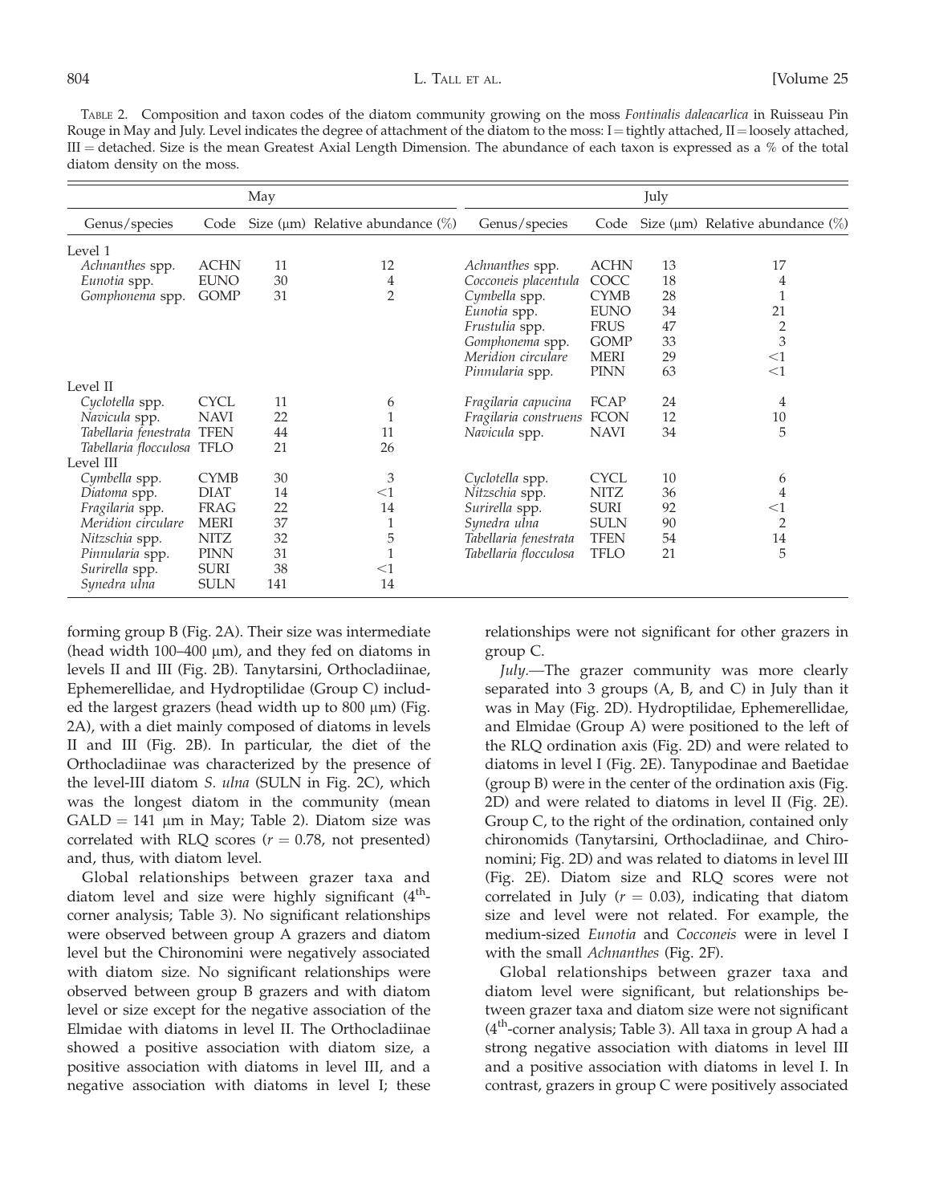TABLE 2. Composition and taxon codes of the diatom community growing on the moss *Fontinalis daleacarlica* in Ruisseau Pin Rouge in May and July. Level indicates the degree of attachment of the diatom to the moss: I = tightly attached, II = loosely attached, III = detached. Size is the mean Greatest Axial Length Dimension. The abundance of each taxon is expressed as a % of the total diatom density on the moss.

| May | | | | July | | | |
|---|---|---|---|---|---|---|---|
| Genus/species | Code | Size (µm) | Relative abundance (%) | Genus/species | Code | Size (µm) | Relative abundance (%) |
| Level 1 | | | | | | | |
| *Achnanthes* spp. | ACHN | 11 | 12 | *Achnanthes* spp. | ACHN | 13 | 17 |
| *Eunotia* spp. | EUNO | 30 | 4 | *Cocconeis placentula* | COCC | 18 | 4 |
| *Gomphonema* spp. | GOMP | 31 | 2 | *Cymbella* spp. | CYMB | 28 | 1 |
| | | | | *Eunotia* spp. | EUNO | 34 | 21 |
| | | | | *Frustulia* spp. | FRUS | 47 | 2 |
| | | | | *Gomphonema* spp. | GOMP | 33 | 3 |
| | | | | *Meridion circulare* | MERI | 29 | <1 |
| | | | | *Pinnularia* spp. | PINN | 63 | <1 |
| Level II | | | | | | | |
| *Cyclotella* spp. | CYCL | 11 | 6 | *Fragilaria capucina* | FCAP | 24 | 4 |
| *Navicula* spp. | NAVI | 22 | 1 | *Fragilaria construens* | FCON | 12 | 10 |
| *Tabellaria fenestrata* | TFEN | 44 | 11 | *Navicula* spp. | NAVI | 34 | 5 |
| *Tabellaria flocculosa* | TFLO | 21 | 26 | | | | |
| Level III | | | | | | | |
| *Cymbella* spp. | CYMB | 30 | 3 | *Cyclotella* spp. | CYCL | 10 | 6 |
| *Diatoma* spp. | DIAT | 14 | <1 | *Nitzschia* spp. | NITZ | 36 | 4 |
| *Fragilaria* spp. | FRAG | 22 | 14 | *Surirella* spp. | SURI | 92 | <1 |
| *Meridion circulare* | MERI | 37 | 1 | *Synedra ulna* | SULN | 90 | 2 |
| *Nitzschia* spp. | NITZ | 32 | 5 | *Tabellaria fenestrata* | TFEN | 54 | 14 |
| *Pinnularia* spp. | PINN | 31 | 1 | *Tabellaria flocculosa* | TFLO | 21 | 5 |
| *Surirella* spp. | SURI | 38 | <1 | | | | |
| *Synedra ulna* | SULN | 141 | 14 | | | | |

forming group B (Fig. 2A). Their size was intermediate (head width 100–400 µm), and they fed on diatoms in levels II and III (Fig. 2B). Tanytarsini, Orthocladiinae, Ephemerellidae, and Hydroptilidae (Group C) included the largest grazers (head width up to 800 µm) (Fig. 2A), with a diet mainly composed of diatoms in levels II and III (Fig. 2B). In particular, the diet of the Orthocladiinae was characterized by the presence of the level-III diatom *S. ulna* (SULN in Fig. 2C), which was the longest diatom in the community (mean GALD = 141 µm in May; Table 2). Diatom size was correlated with RLQ scores ($r = 0.78$, not presented) and, thus, with diatom level.

Global relationships between grazer taxa and diatom level and size were highly significant (4th-corner analysis; Table 3). No significant relationships were observed between group A grazers and diatom level but the Chironomini were negatively associated with diatom size. No significant relationships were observed between group B grazers and with diatom level or size except for the negative association of the Elmidae with diatoms in level II. The Orthocladiinae showed a positive association with diatom size, a positive association with diatoms in level III, and a negative association with diatoms in level I; these relationships were not significant for other grazers in group C.

*July.*—The grazer community was more clearly separated into 3 groups (A, B, and C) in July than it was in May (Fig. 2D). Hydroptilidae, Ephemerellidae, and Elmidae (Group A) were positioned to the left of the RLQ ordination axis (Fig. 2D) and were related to diatoms in level I (Fig. 2E). Tanypodinae and Baetidae (group B) were in the center of the ordination axis (Fig. 2D) and were related to diatoms in level II (Fig. 2E). Group C, to the right of the ordination, contained only chironomids (Tanytarsini, Orthocladiinae, and Chironomini; Fig. 2D) and was related to diatoms in level III (Fig. 2E). Diatom size and RLQ scores were not correlated in July ($r = 0.03$), indicating that diatom size and level were not related. For example, the medium-sized *Eunotia* and *Cocconeis* were in level I with the small *Achnanthes* (Fig. 2F).

Global relationships between grazer taxa and diatom level were significant, but relationships between grazer taxa and diatom size were not significant (4th-corner analysis; Table 3). All taxa in group A had a strong negative association with diatoms in level III and a positive association with diatoms in level I. In contrast, grazers in group C were positively associated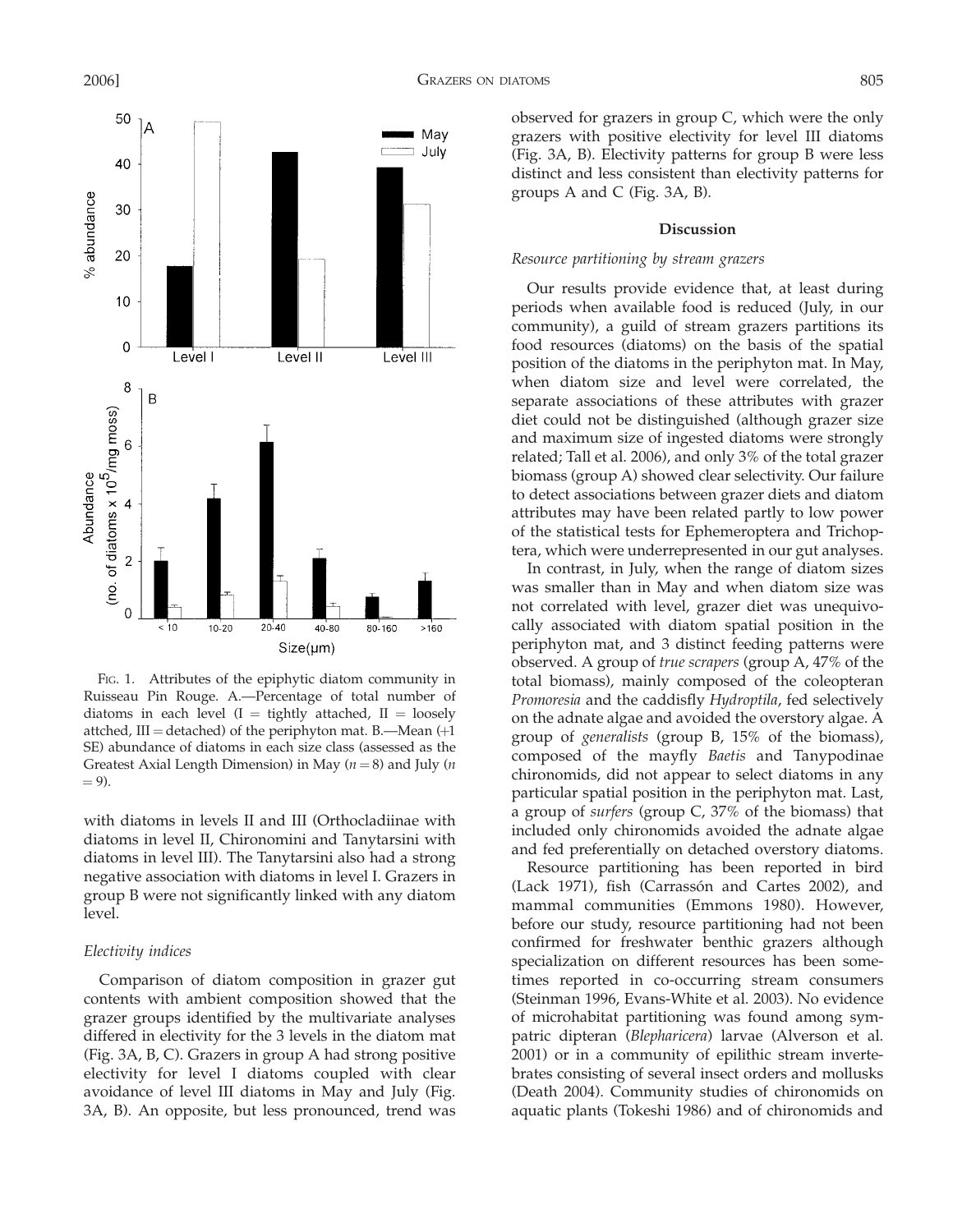FIG. 1. Attributes of the epiphytic diatom community in Ruisseau Pin Rouge. A.—Percentage of total number of diatoms in each level (I = tightly attached, II = loosely attched, III = detached) of the periphyton mat. B.—Mean (+1 SE) abundance of diatoms in each size class (assessed as the Greatest Axial Length Dimension) in May ($n = 8$) and July ($n = 9$).

with diatoms in levels II and III (Orthocladiinae with diatoms in level II, Chironomini and Tanytarsini with diatoms in level III). The Tanytarsini also had a strong negative association with diatoms in level I. Grazers in group B were not significantly linked with any diatom level.

*Electivity indices*

Comparison of diatom composition in grazer gut contents with ambient composition showed that the grazer groups identified by the multivariate analyses differed in electivity for the 3 levels in the diatom mat (Fig. 3A, B, C). Grazers in group A had strong positive electivity for level I diatoms coupled with clear avoidance of level III diatoms in May and July (Fig. 3A, B). An opposite, but less pronounced, trend was observed for grazers in group C, which were the only grazers with positive electivity for level III diatoms (Fig. 3A, B). Electivity patterns for group B were less distinct and less consistent than electivity patterns for groups A and C (Fig. 3A, B).

## Discussion

*Resource partitioning by stream grazers*

Our results provide evidence that, at least during periods when available food is reduced (July, in our community), a guild of stream grazers partitions its food resources (diatoms) on the basis of the spatial position of the diatoms in the periphyton mat. In May, when diatom size and level were correlated, the separate associations of these attributes with grazer diet could not be distinguished (although grazer size and maximum size of ingested diatoms were strongly related; Tall et al. 2006), and only 3% of the total grazer biomass (group A) showed clear selectivity. Our failure to detect associations between grazer diets and diatom attributes may have been related partly to low power of the statistical tests for Ephemeroptera and Trichoptera, which were underrepresented in our gut analyses.

In contrast, in July, when the range of diatom sizes was smaller than in May and when diatom size was not correlated with level, grazer diet was unequivocally associated with diatom spatial position in the periphyton mat, and 3 distinct feeding patterns were observed. A group of *true scrapers* (group A, 47% of the total biomass), mainly composed of the coleopteran *Promoresia* and the caddisfly *Hydroptila*, fed selectively on the adnate algae and avoided the overstory algae. A group of *generalists* (group B, 15% of the biomass), composed of the mayfly *Baetis* and Tanypodinae chironomids, did not appear to select diatoms in any particular spatial position in the periphyton mat. Last, a group of *surfers* (group C, 37% of the biomass) that included only chironomids avoided the adnate algae and fed preferentially on detached overstory diatoms.

Resource partitioning has been reported in bird (Lack 1971), fish (Carrassón and Cartes 2002), and mammal communities (Emmons 1980). However, before our study, resource partitioning had not been confirmed for freshwater benthic grazers although specialization on different resources has been sometimes reported in co-occurring stream consumers (Steinman 1996, Evans-White et al. 2003). No evidence of microhabitat partitioning was found among sympatric dipteran (*Blephariceru*) larvae (Alverson et al. 2001) or in a community of epilithic stream invertebrates consisting of several insect orders and mollusks (Death 2004). Community studies of chironomids on aquatic plants (Tokeshi 1986) and of chironomids and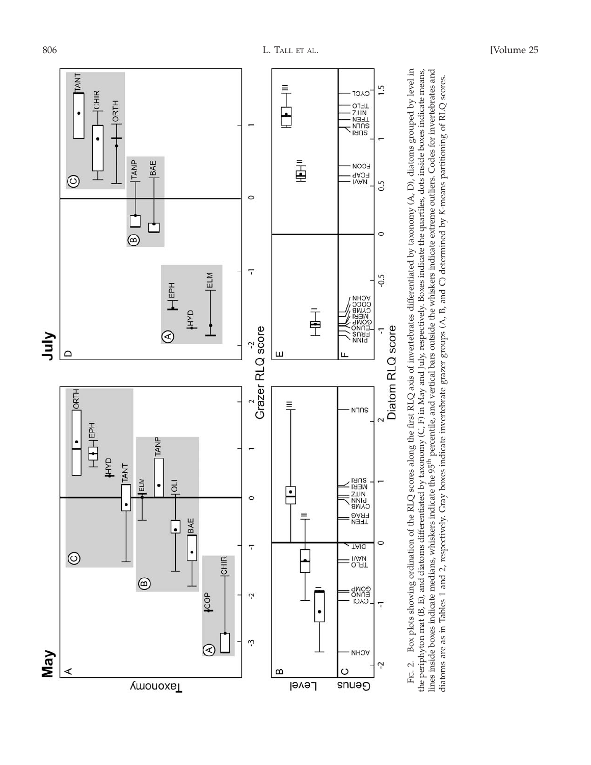FIG. 2. Box plots showing ordination of the RLQ scores along the first RLQ axis of invertebrates differentiated by taxonomy (A, D), diatoms grouped by level in the periphyton mat (B, E), and diatoms differentiated by taxonomy (C, F) in May and July, respectively. Boxes indicate the quartiles, dots inside boxes indicate means, lines inside boxes indicate medians, whiskers indicate the 95th percentile, and vertical bars outside the whiskers indicate extreme outliers. Codes for invertebrates and diatoms are as in Tables 1 and 2, respectively. Gray boxes indicate invertebrate grazer groups (A, B, and C) determined by K-means partitioning of RLQ scores.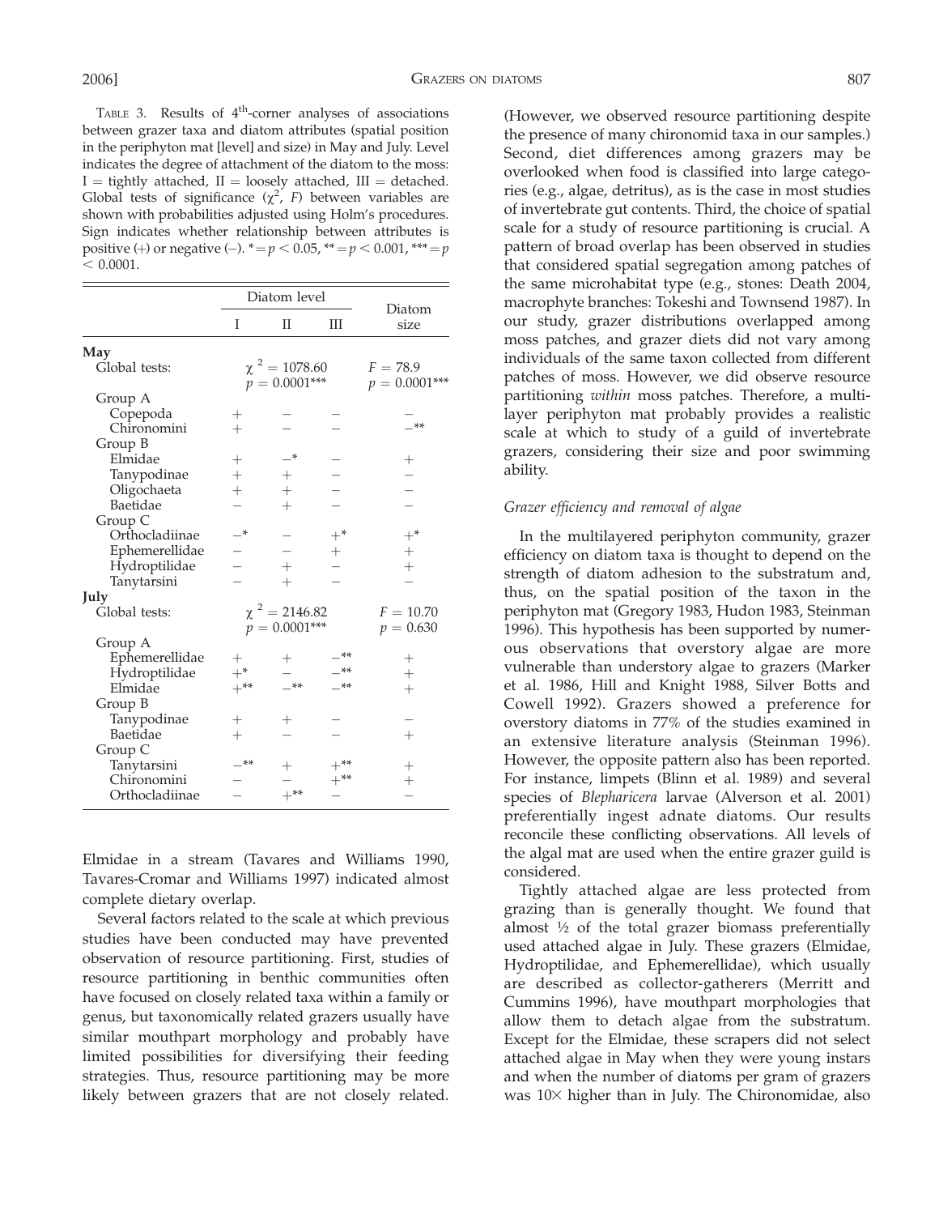TABLE 3. Results of 4[th]-corner analyses of associations between grazer taxa and diatom attributes (spatial position in the periphyton mat [level] and size) in May and July. Level indicates the degree of attachment of the diatom to the moss: I = tightly attached, II = loosely attached, III = detached. Global tests of significance ($\chi^2$, $F$) between variables are shown with probabilities adjusted using Holm's procedures. Sign indicates whether relationship between attributes is positive (+) or negative (–). * = $p < 0.05$, ** = $p < 0.001$, *** = $p < 0.0001$.

| | Diatom level | | | Diatom size |
|---|---|---|---|---|
| | I | II | III | |
| **May** | | | | |
| Global tests: | | $\chi^2 = 1078.60$ $p = 0.0001$*** | | $F = 78.9$ $p = 0.0001$*** |
| Group A | | | | |
| Copepoda | + | – | – | – |
| Chironomini | + | – | – | –** |
| Group B | | | | |
| Elmidae | + | –* | – | + |
| Tanypodinae | + | + | – | – |
| Oligochaeta | + | + | – | – |
| Baetidae | – | + | – | – |
| Group C | | | | |
| Orthocladiinae | –* | – | +* | +* |
| Ephemerellidae | – | – | + | + |
| Hydroptilidae | – | + | – | + |
| Tanytarsini | – | + | – | – |
| **July** | | | | |
| Global tests: | | $\chi^2 = 2146.82$ $p = 0.0001$*** | | $F = 10.70$ $p = 0.630$ |
| Group A | | | | |
| Ephemerellidae | + | + | –** | + |
| Hydroptilidae | +* | – | –** | + |
| Elmidae | +** | –** | –** | + |
| Group B | | | | |
| Tanypodinae | + | + | – | – |
| Baetidae | + | – | – | + |
| Group C | | | | |
| Tanytarsini | –** | + | +** | + |
| Chironomini | – | – | +** | + |
| Orthocladiinae | – | +** | – | – |

Elmidae in a stream (Tavares and Williams 1990, Tavares-Cromar and Williams 1997) indicated almost complete dietary overlap.

Several factors related to the scale at which previous studies have been conducted may have prevented observation of resource partitioning. First, studies of resource partitioning in benthic communities often have focused on closely related taxa within a family or genus, but taxonomically related grazers usually have similar mouthpart morphology and probably have limited possibilities for diversifying their feeding strategies. Thus, resource partitioning may be more likely between grazers that are not closely related. (However, we observed resource partitioning despite the presence of many chironomid taxa in our samples.) Second, diet differences among grazers may be overlooked when food is classified into large categories (e.g., algae, detritus), as is the case in most studies of invertebrate gut contents. Third, the choice of spatial scale for a study of resource partitioning is crucial. A pattern of broad overlap has been observed in studies that considered spatial segregation among patches of the same microhabitat type (e.g., stones: Death 2004, macrophyte branches: Tokeshi and Townsend 1987). In our study, grazer distributions overlapped among moss patches, and grazer diets did not vary among individuals of the same taxon collected from different patches of moss. However, we did observe resource partitioning *within* moss patches. Therefore, a multilayer periphyton mat probably provides a realistic scale at which to study of a guild of invertebrate grazers, considering their size and poor swimming ability.

### *Grazer efficiency and removal of algae*

In the multilayered periphyton community, grazer efficiency on diatom taxa is thought to depend on the strength of diatom adhesion to the substratum and, thus, on the spatial position of the taxon in the periphyton mat (Gregory 1983, Hudon 1983, Steinman 1996). This hypothesis has been supported by numerous observations that overstory algae are more vulnerable than understory algae to grazers (Marker et al. 1986, Hill and Knight 1988, Silver Botts and Cowell 1992). Grazers showed a preference for overstory diatoms in 77% of the studies examined in an extensive literature analysis (Steinman 1996). However, the opposite pattern also has been reported. For instance, limpets (Blinn et al. 1989) and several species of *Blepharicera* larvae (Alverson et al. 2001) preferentially ingest adnate diatoms. Our results reconcile these conflicting observations. All levels of the algal mat are used when the entire grazer guild is considered.

Tightly attached algae are less protected from grazing than is generally thought. We found that almost ½ of the total grazer biomass preferentially used attached algae in July. These grazers (Elmidae, Hydroptilidae, and Ephemerellidae), which usually are described as collector-gatherers (Merritt and Cummins 1996), have mouthpart morphologies that allow them to detach algae from the substratum. Except for the Elmidae, these scrapers did not select attached algae in May when they were young instars and when the number of diatoms per gram of grazers was 10× higher than in July. The Chironomidae, also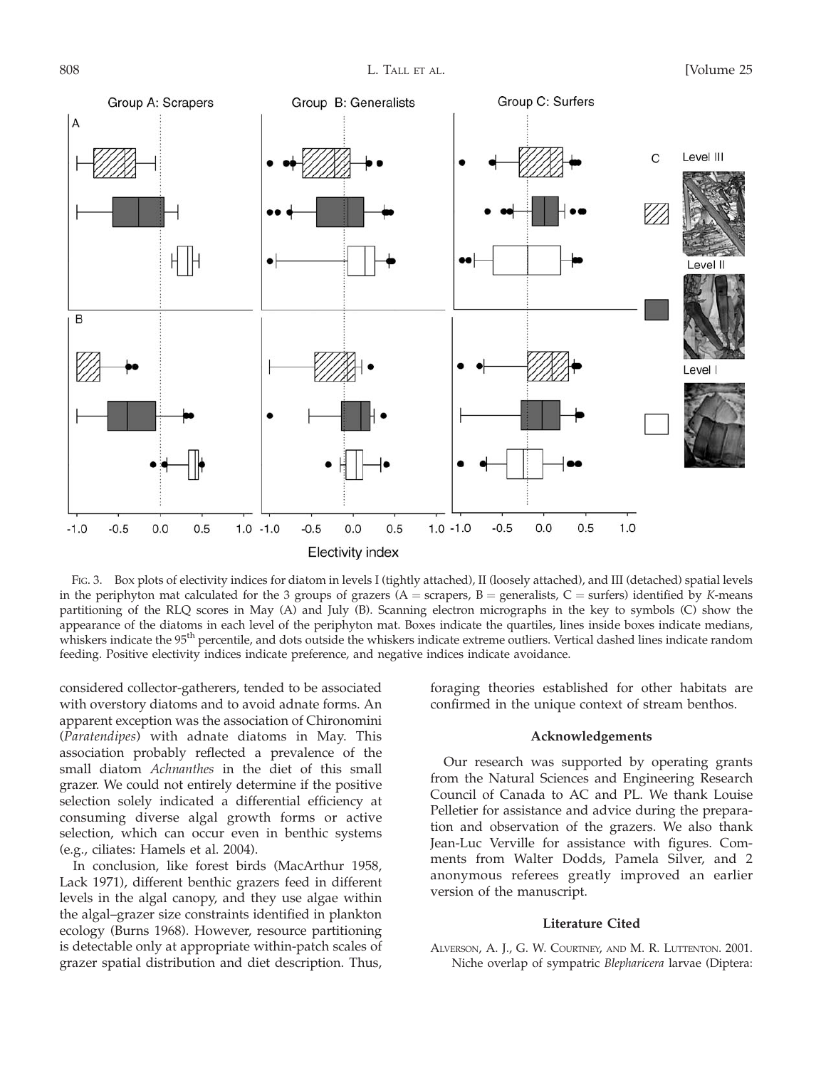FIG. 3. Box plots of electivity indices for diatom in levels I (tightly attached), II (loosely attached), and III (detached) spatial levels in the periphyton mat calculated for the 3 groups of grazers (A = scrapers, B = generalists, C = surfers) identified by *K*-means partitioning of the RLQ scores in May (A) and July (B). Scanning electron micrographs in the key to symbols (C) show the appearance of the diatoms in each level of the periphyton mat. Boxes indicate the quartiles, lines inside boxes indicate medians, whiskers indicate the 95[th] percentile, and dots outside the whiskers indicate extreme outliers. Vertical dashed lines indicate random feeding. Positive electivity indices indicate preference, and negative indices indicate avoidance.

considered collector-gatherers, tended to be associated with overstory diatoms and to avoid adnate forms. An apparent exception was the association of Chironomini (*Paratendipes*) with adnate diatoms in May. This association probably reflected a prevalence of the small diatom *Achnanthes* in the diet of this small grazer. We could not entirely determine if the positive selection solely indicated a differential efficiency at consuming diverse algal growth forms or active selection, which can occur even in benthic systems (e.g., ciliates: Hamels et al. 2004).

In conclusion, like forest birds (MacArthur 1958, Lack 1971), different benthic grazers feed in different levels in the algal canopy, and they use algae within the algal–grazer size constraints identified in plankton ecology (Burns 1968). However, resource partitioning is detectable only at appropriate within-patch scales of grazer spatial distribution and diet description. Thus, foraging theories established for other habitats are confirmed in the unique context of stream benthos.

## Acknowledgements

Our research was supported by operating grants from the Natural Sciences and Engineering Research Council of Canada to AC and PL. We thank Louise Pelletier for assistance and advice during the preparation and observation of the grazers. We also thank Jean-Luc Verville for assistance with figures. Comments from Walter Dodds, Pamela Silver, and 2 anonymous referees greatly improved an earlier version of the manuscript.

## Literature Cited

ALVERSON, A. J., G. W. COURTNEY, AND M. R. LUTTENTON. 2001. Niche overlap of sympatric *Blepharicera* larvae (Diptera: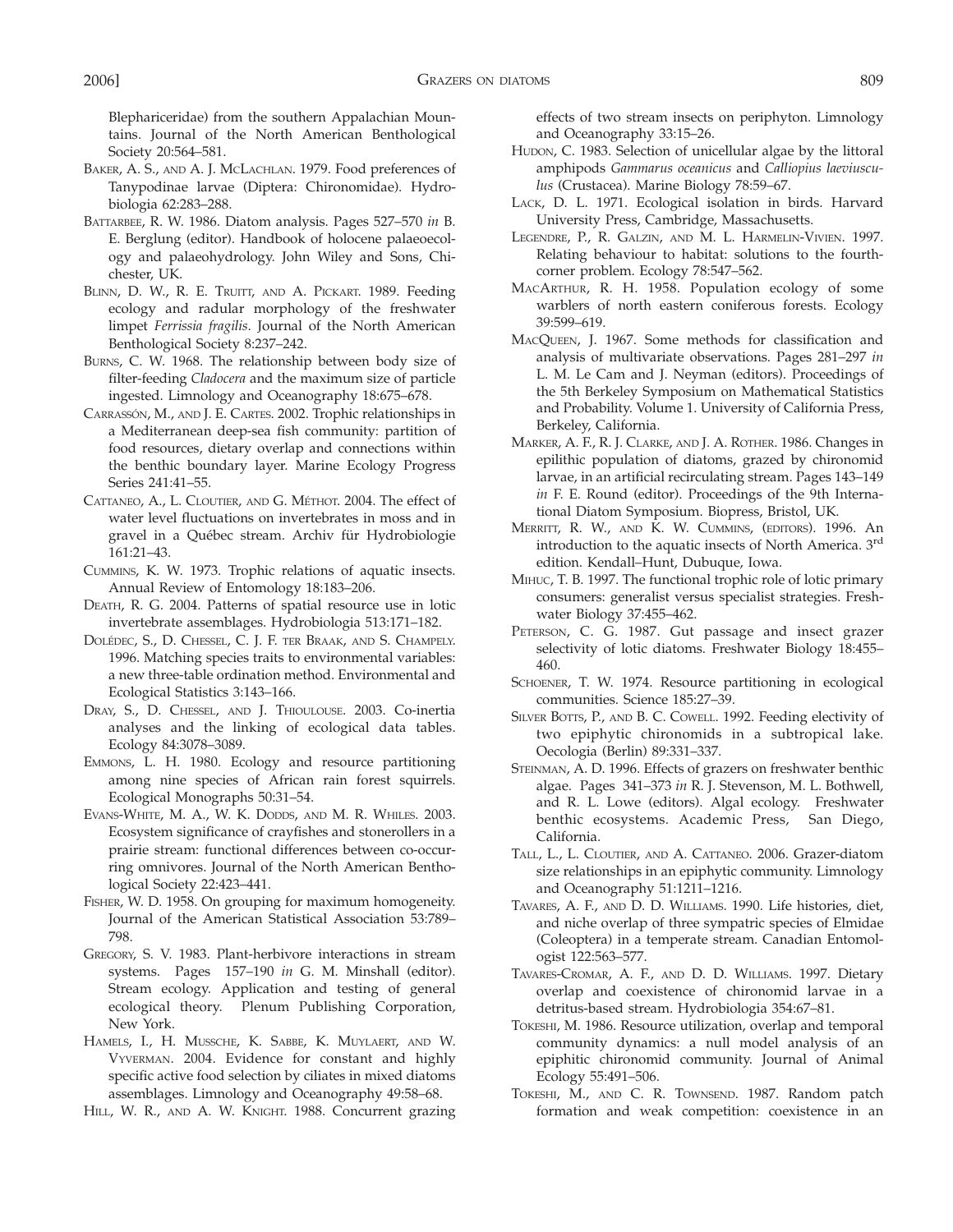Blephariceridae) from the southern Appalachian Mountains. Journal of the North American Benthological Society 20:564–581.

Baker, A. S., and A. J. McLachlan. 1979. Food preferences of Tanypodinae larvae (Diptera: Chironomidae). Hydrobiologia 62:283–288.

Battarbee, R. W. 1986. Diatom analysis. Pages 527–570 *in* B. E. Berglung (editor). Handbook of holocene palaeoecology and palaeohydrology. John Wiley and Sons, Chichester, UK.

Blinn, D. W., R. E. Truitt, and A. Pickart. 1989. Feeding ecology and radular morphology of the freshwater limpet *Ferrissia fragilis*. Journal of the North American Benthological Society 8:237–242.

Burns, C. W. 1968. The relationship between body size of filter-feeding *Cladocera* and the maximum size of particle ingested. Limnology and Oceanography 18:675–678.

Carrassón, M., and J. E. Cartes. 2002. Trophic relationships in a Mediterranean deep-sea fish community: partition of food resources, dietary overlap and connections within the benthic boundary layer. Marine Ecology Progress Series 241:41–55.

Cattaneo, A., L. Cloutier, and G. Méthot. 2004. The effect of water level fluctuations on invertebrates in moss and in gravel in a Québec stream. Archiv für Hydrobiologie 161:21–43.

Cummins, K. W. 1973. Trophic relations of aquatic insects. Annual Review of Entomology 18:183–206.

Death, R. G. 2004. Patterns of spatial resource use in lotic invertebrate assemblages. Hydrobiologia 513:171–182.

Dolédec, S., D. Chessel, C. J. F. ter Braak, and S. Champely. 1996. Matching species traits to environmental variables: a new three-table ordination method. Environmental and Ecological Statistics 3:143–166.

Dray, S., D. Chessel, and J. Thioulouse. 2003. Co-inertia analyses and the linking of ecological data tables. Ecology 84:3078–3089.

Emmons, L. H. 1980. Ecology and resource partitioning among nine species of African rain forest squirrels. Ecological Monographs 50:31–54.

Evans-White, M. A., W. K. Dodds, and M. R. Whiles. 2003. Ecosystem significance of crayfishes and stonerollers in a prairie stream: functional differences between co-occurring omnivores. Journal of the North American Benthological Society 22:423–441.

Fisher, W. D. 1958. On grouping for maximum homogeneity. Journal of the American Statistical Association 53:789–798.

Gregory, S. V. 1983. Plant-herbivore interactions in stream systems. Pages 157–190 *in* G. M. Minshall (editor). Stream ecology. Application and testing of general ecological theory. Plenum Publishing Corporation, New York.

Hamels, I., H. Mussche, K. Sabbe, K. Muylaert, and W. Vyverman. 2004. Evidence for constant and highly specific active food selection by ciliates in mixed diatoms assemblages. Limnology and Oceanography 49:58–68.

Hill, W. R., and A. W. Knight. 1988. Concurrent grazing effects of two stream insects on periphyton. Limnology and Oceanography 33:15–26.

Hudon, C. 1983. Selection of unicellular algae by the littoral amphipods *Gammarus oceanicus* and *Calliopius laeviusculus* (Crustacea). Marine Biology 78:59–67.

Lack, D. L. 1971. Ecological isolation in birds. Harvard University Press, Cambridge, Massachusetts.

Legendre, P., R. Galzin, and M. L. Harmelin-Vivien. 1997. Relating behaviour to habitat: solutions to the fourth-corner problem. Ecology 78:547–562.

MacArthur, R. H. 1958. Population ecology of some warblers of north eastern coniferous forests. Ecology 39:599–619.

MacQueen, J. 1967. Some methods for classification and analysis of multivariate observations. Pages 281–297 *in* L. M. Le Cam and J. Neyman (editors). Proceedings of the 5th Berkeley Symposium on Mathematical Statistics and Probability. Volume 1. University of California Press, Berkeley, California.

Marker, A. F., R. J. Clarke, and J. A. Rother. 1986. Changes in epilithic population of diatoms, grazed by chironomid larvae, in an artificial recirculating stream. Pages 143–149 *in* F. E. Round (editor). Proceedings of the 9th International Diatom Symposium. Biopress, Bristol, UK.

Merritt, R. W., and K. W. Cummins, (editors). 1996. An introduction to the aquatic insects of North America. 3rd edition. Kendall–Hunt, Dubuque, Iowa.

Mihuc, T. B. 1997. The functional trophic role of lotic primary consumers: generalist versus specialist strategies. Freshwater Biology 37:455–462.

Peterson, C. G. 1987. Gut passage and insect grazer selectivity of lotic diatoms. Freshwater Biology 18:455–460.

Schoener, T. W. 1974. Resource partitioning in ecological communities. Science 185:27–39.

Silver Botts, P., and B. C. Cowell. 1992. Feeding electivity of two epiphytic chironomids in a subtropical lake. Oecologia (Berlin) 89:331–337.

Steinman, A. D. 1996. Effects of grazers on freshwater benthic algae. Pages 341–373 *in* R. J. Stevenson, M. L. Bothwell, and R. L. Lowe (editors). Algal ecology. Freshwater benthic ecosystems. Academic Press, San Diego, California.

Tall, L., L. Cloutier, and A. Cattaneo. 2006. Grazer-diatom size relationships in an epiphytic community. Limnology and Oceanography 51:1211–1216.

Tavares, A. F., and D. D. Williams. 1990. Life histories, diet, and niche overlap of three sympatric species of Elmidae (Coleoptera) in a temperate stream. Canadian Entomologist 122:563–577.

Tavares-Cromar, A. F., and D. D. Williams. 1997. Dietary overlap and coexistence of chironomid larvae in a detritus-based stream. Hydrobiologia 354:67–81.

Tokeshi, M. 1986. Resource utilization, overlap and temporal community dynamics: a null model analysis of an epiphitic chironomid community. Journal of Animal Ecology 55:491–506.

Tokeshi, M., and C. R. Townsend. 1987. Random patch formation and weak competition: coexistence in an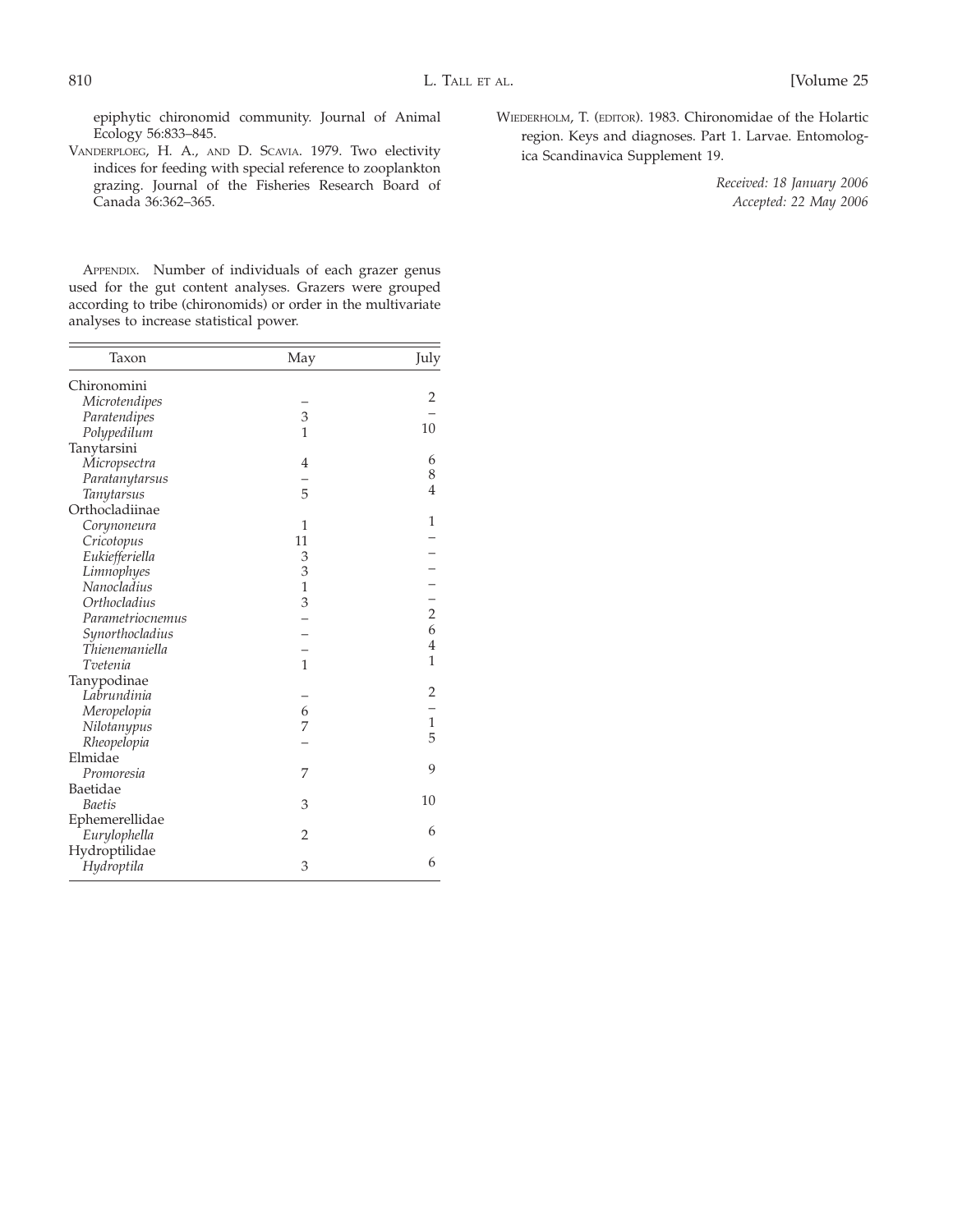epiphytic chironomid community. Journal of Animal Ecology 56:833–845.

VANDERPLOEG, H. A., AND D. SCAVIA. 1979. Two electivity indices for feeding with special reference to zooplankton grazing. Journal of the Fisheries Research Board of Canada 36:362–365.

WIEDERHOLM, T. (EDITOR). 1983. Chironomidae of the Holartic region. Keys and diagnoses. Part 1. Larvae. Entomologica Scandinavica Supplement 19.

*Received: 18 January 2006*
*Accepted: 22 May 2006*

APPENDIX. Number of individuals of each grazer genus used for the gut content analyses. Grazers were grouped according to tribe (chironomids) or order in the multivariate analyses to increase statistical power.

| Taxon | May | July |
|---|---|---|
| Chironomini | | |
| *Microtendipes* | – | 2 |
| *Paratendipes* | 3 | – |
| *Polypedilum* | 1 | 10 |
| Tanytarsini | | |
| *Micropsectra* | 4 | 6 |
| *Paratanytarsus* | – | 8 |
| *Tanytarsus* | 5 | 4 |
| Orthocladiinae | | |
| *Corynoneura* | 1 | 1 |
| *Cricotopus* | 11 | – |
| *Eukiefferiella* | 3 | – |
| *Limnophyes* | 3 | – |
| *Nanocladius* | 1 | – |
| *Orthocladius* | 3 | – |
| *Parametriocnemus* | – | 2 |
| *Synorthocladius* | – | 6 |
| *Thienemaniella* | – | 4 |
| *Tvetenia* | 1 | 1 |
| Tanypodinae | | |
| *Labrundinia* | – | 2 |
| *Meropelopia* | 6 | – |
| *Nilotanypus* | 7 | 1 |
| *Rheopelopia* | – | 5 |
| Elmidae | | |
| *Promoresia* | 7 | 9 |
| Baetidae | | |
| *Baetis* | 3 | 10 |
| Ephemerellidae | | |
| *Eurylophella* | 2 | 6 |
| Hydroptilidae | | |
| *Hydroptila* | 3 | 6 |